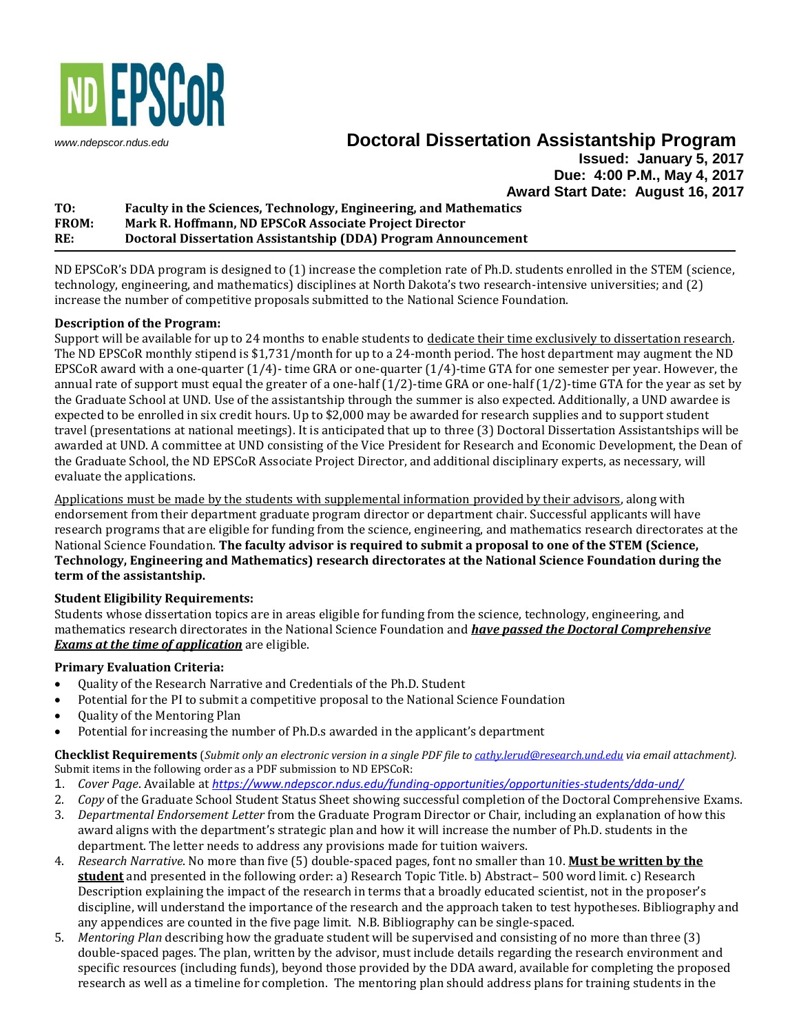ND EPSCoR

www.ndepscor.ndus.edu

# Doctoral Dissertation Assistantship Program

**Issued: January 5, 2017**
**Due: 4:00 P.M., May 4, 2017**
**Award Start Date: August 16, 2017**

**TO:** **Faculty in the Sciences, Technology, Engineering, and Mathematics**
**FROM:** **Mark R. Hoffmann, ND EPSCoR Associate Project Director**
**RE:** **Doctoral Dissertation Assistantship (DDA) Program Announcement**

---

ND EPSCoR's DDA program is designed to (1) increase the completion rate of Ph.D. students enrolled in the STEM (science, technology, engineering, and mathematics) disciplines at North Dakota's two research-intensive universities; and (2) increase the number of competitive proposals submitted to the National Science Foundation.

**Description of the Program:**

Support will be available for up to 24 months to enable students to dedicate their time exclusively to dissertation research. The ND EPSCoR monthly stipend is $1,731/month for up to a 24-month period. The host department may augment the ND EPSCoR award with a one-quarter (1/4)- time GRA or one-quarter (1/4)-time GTA for one semester per year. However, the annual rate of support must equal the greater of a one-half (1/2)-time GRA or one-half (1/2)-time GTA for the year as set by the Graduate School at UND. Use of the assistantship through the summer is also expected. Additionally, a UND awardee is expected to be enrolled in six credit hours. Up to $2,000 may be awarded for research supplies and to support student travel (presentations at national meetings). It is anticipated that up to three (3) Doctoral Dissertation Assistantships will be awarded at UND. A committee at UND consisting of the Vice President for Research and Economic Development, the Dean of the Graduate School, the ND EPSCoR Associate Project Director, and additional disciplinary experts, as necessary, will evaluate the applications.

Applications must be made by the students with supplemental information provided by their advisors, along with endorsement from their department graduate program director or department chair. Successful applicants will have research programs that are eligible for funding from the science, engineering, and mathematics research directorates at the National Science Foundation. **The faculty advisor is required to submit a proposal to one of the STEM (Science, Technology, Engineering and Mathematics) research directorates at the National Science Foundation during the term of the assistantship.**

**Student Eligibility Requirements:**

Students whose dissertation topics are in areas eligible for funding from the science, technology, engineering, and mathematics research directorates in the National Science Foundation and ***have passed the Doctoral Comprehensive Exams at the time of application*** are eligible.

**Primary Evaluation Criteria:**

- Quality of the Research Narrative and Credentials of the Ph.D. Student
- Potential for the PI to submit a competitive proposal to the National Science Foundation
- Quality of the Mentoring Plan
- Potential for increasing the number of Ph.D.s awarded in the applicant's department

**Checklist Requirements** (*Submit only an electronic version in a single PDF file to cathy.lerud@research.und.edu via email attachment).*
Submit items in the following order as a PDF submission to ND EPSCoR:

1. *Cover Page*. Available at *https://www.ndepscor.ndus.edu/funding-opportunities/opportunities-students/dda-und/*
2. *Copy* of the Graduate School Student Status Sheet showing successful completion of the Doctoral Comprehensive Exams.
3. *Departmental Endorsement Letter* from the Graduate Program Director or Chair, including an explanation of how this award aligns with the department's strategic plan and how it will increase the number of Ph.D. students in the department. The letter needs to address any provisions made for tuition waivers.
4. *Research Narrative*. No more than five (5) double-spaced pages, font no smaller than 10. **Must be written by the student** and presented in the following order: a) Research Topic Title. b) Abstract– 500 word limit. c) Research Description explaining the impact of the research in terms that a broadly educated scientist, not in the proposer's discipline, will understand the importance of the research and the approach taken to test hypotheses. Bibliography and any appendices are counted in the five page limit. N.B. Bibliography can be single-spaced.
5. *Mentoring Plan* describing how the graduate student will be supervised and consisting of no more than three (3) double-spaced pages. The plan, written by the advisor, must include details regarding the research environment and specific resources (including funds), beyond those provided by the DDA award, available for completing the proposed research as well as a timeline for completion. The mentoring plan should address plans for training students in the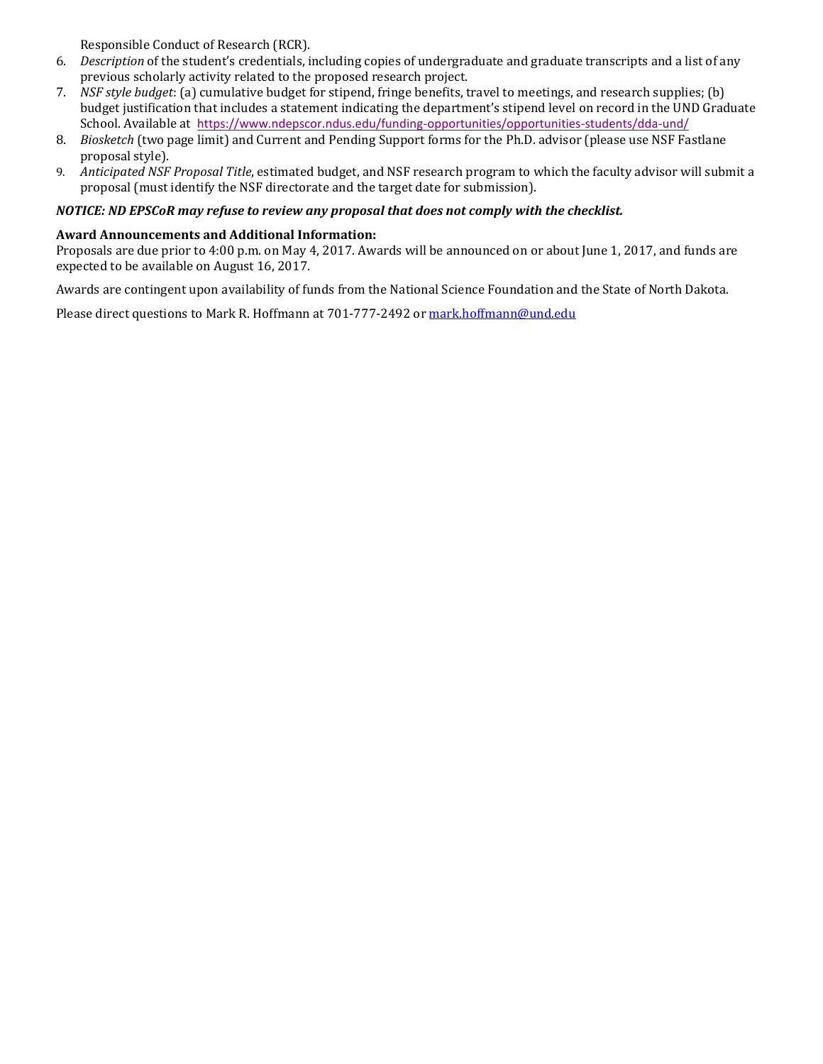Responsible Conduct of Research (RCR).

6. *Description* of the student's credentials, including copies of undergraduate and graduate transcripts and a list of any previous scholarly activity related to the proposed research project.
7. *NSF style budget*: (a) cumulative budget for stipend, fringe benefits, travel to meetings, and research supplies; (b) budget justification that includes a statement indicating the department's stipend level on record in the UND Graduate School. Available at https://www.ndepscor.ndus.edu/funding-opportunities/opportunities-students/dda-und/
8. *Biosketch* (two page limit) and Current and Pending Support forms for the Ph.D. advisor (please use NSF Fastlane proposal style).
9. *Anticipated NSF Proposal Title*, estimated budget, and NSF research program to which the faculty advisor will submit a proposal (must identify the NSF directorate and the target date for submission).

***NOTICE: ND EPSCoR may refuse to review any proposal that does not comply with the checklist.***

**Award Announcements and Additional Information:**

Proposals are due prior to 4:00 p.m. on May 4, 2017. Awards will be announced on or about June 1, 2017, and funds are expected to be available on August 16, 2017.

Awards are contingent upon availability of funds from the National Science Foundation and the State of North Dakota.

Please direct questions to Mark R. Hoffmann at 701-777-2492 or mark.hoffmann@und.edu